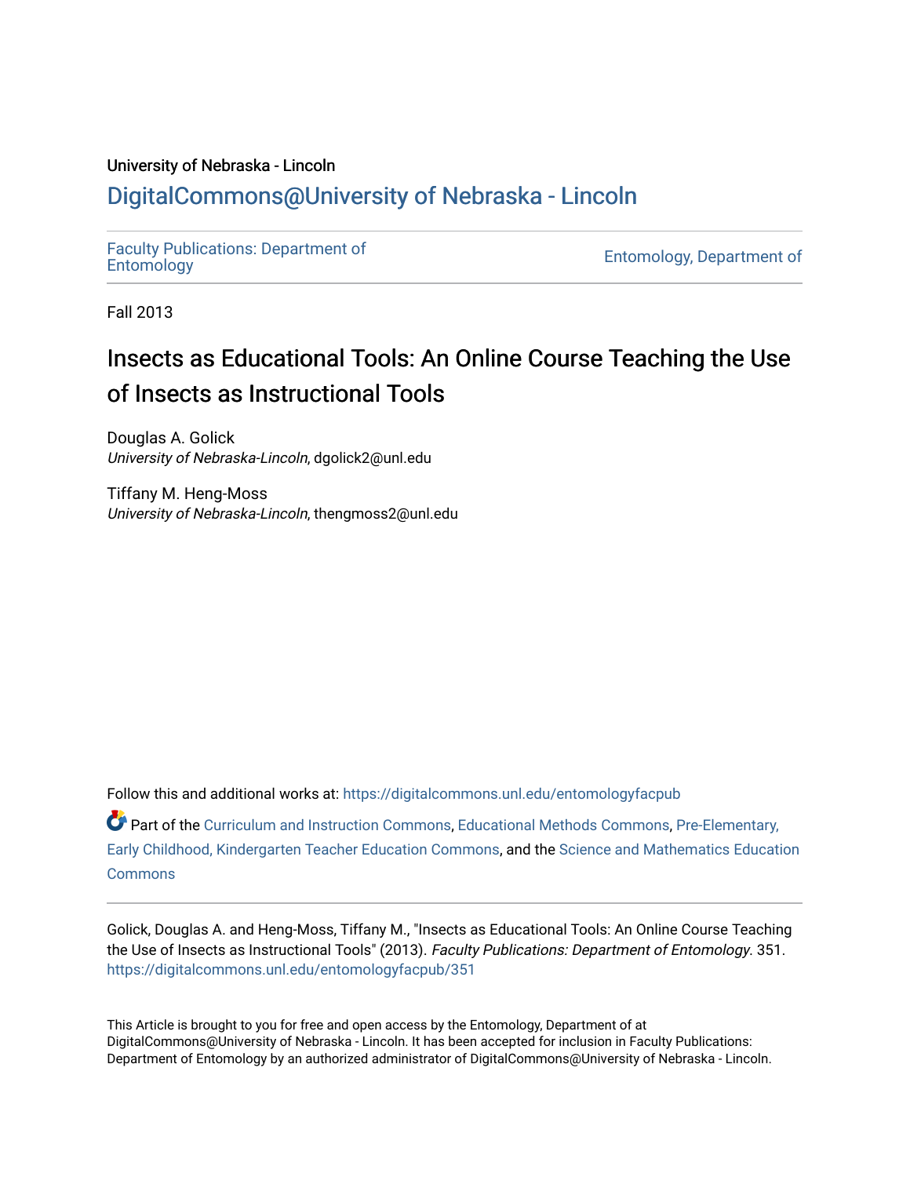University of Nebraska - Lincoln

## DigitalCommons@University of Nebraska - Lincoln

Faculty Publications: Department of Entomology

Entomology, Department of

Fall 2013

# Insects as Educational Tools: An Online Course Teaching the Use of Insects as Instructional Tools

Douglas A. Golick
*University of Nebraska-Lincoln*, dgolick2@unl.edu

Tiffany M. Heng-Moss
*University of Nebraska-Lincoln*, thengmoss2@unl.edu

Follow this and additional works at: https://digitalcommons.unl.edu/entomologyfacpub

Part of the Curriculum and Instruction Commons, Educational Methods Commons, Pre-Elementary, Early Childhood, Kindergarten Teacher Education Commons, and the Science and Mathematics Education Commons

Golick, Douglas A. and Heng-Moss, Tiffany M., "Insects as Educational Tools: An Online Course Teaching the Use of Insects as Instructional Tools" (2013). *Faculty Publications: Department of Entomology*. 351. https://digitalcommons.unl.edu/entomologyfacpub/351

This Article is brought to you for free and open access by the Entomology, Department of at DigitalCommons@University of Nebraska - Lincoln. It has been accepted for inclusion in Faculty Publications: Department of Entomology by an authorized administrator of DigitalCommons@University of Nebraska - Lincoln.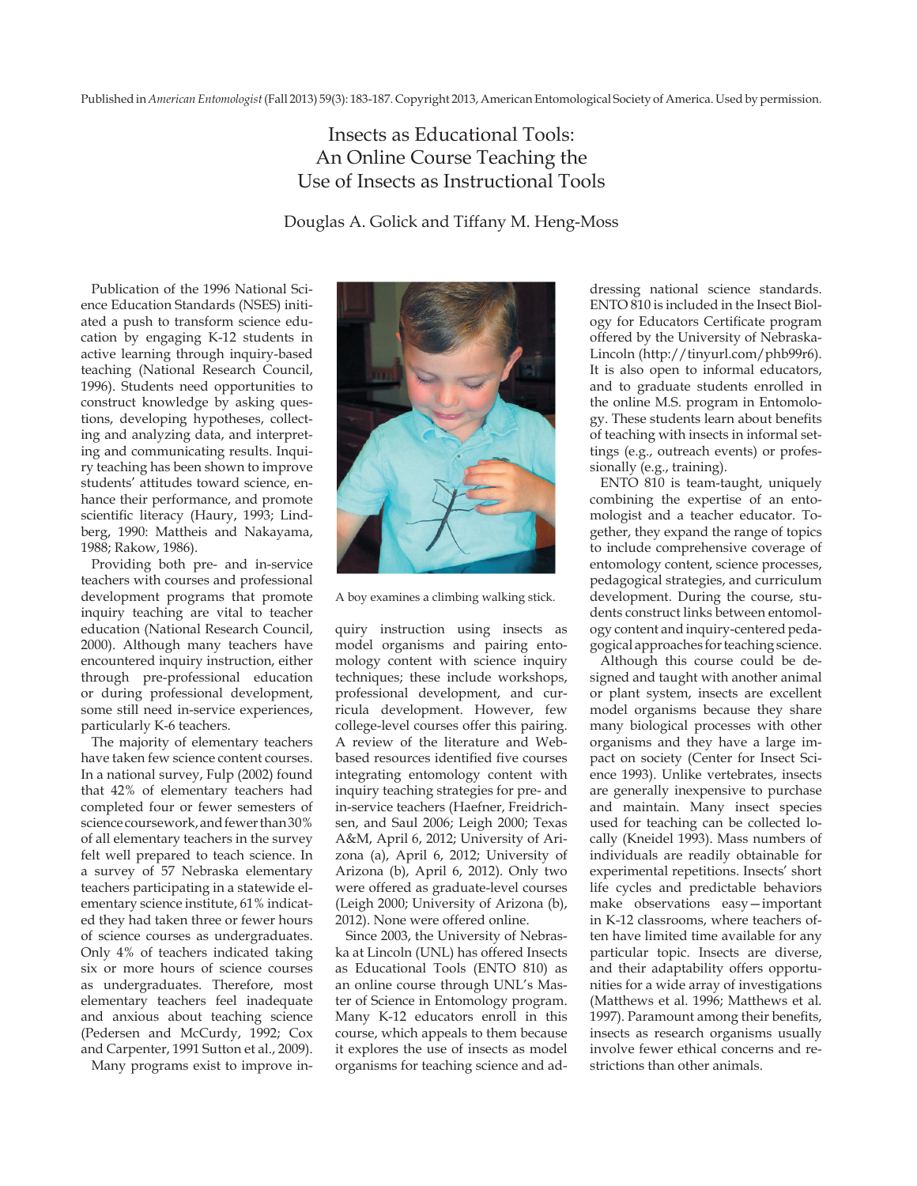Published in *American Entomologist* (Fall 2013) 59(3): 183-187. Copyright 2013, American Entomological Society of America. Used by permission.

# Insects as Educational Tools: An Online Course Teaching the Use of Insects as Instructional Tools

Douglas A. Golick and Tiffany M. Heng-Moss

Publication of the 1996 National Science Education Standards (NSES) initiated a push to transform science education by engaging K-12 students in active learning through inquiry-based teaching (National Research Council, 1996). Students need opportunities to construct knowledge by asking questions, developing hypotheses, collecting and analyzing data, and interpreting and communicating results. Inquiry teaching has been shown to improve students' attitudes toward science, enhance their performance, and promote scientific literacy (Haury, 1993; Lindberg, 1990: Mattheis and Nakayama, 1988; Rakow, 1986).

Providing both pre- and in-service teachers with courses and professional development programs that promote inquiry teaching are vital to teacher education (National Research Council, 2000). Although many teachers have encountered inquiry instruction, either through pre-professional education or during professional development, some still need in-service experiences, particularly K-6 teachers.

The majority of elementary teachers have taken few science content courses. In a national survey, Fulp (2002) found that 42% of elementary teachers had completed four or fewer semesters of science coursework, and fewer than 30% of all elementary teachers in the survey felt well prepared to teach science. In a survey of 57 Nebraska elementary teachers participating in a statewide elementary science institute, 61% indicated they had taken three or fewer hours of science courses as undergraduates. Only 4% of teachers indicated taking six or more hours of science courses as undergraduates. Therefore, most elementary teachers feel inadequate and anxious about teaching science (Pedersen and McCurdy, 1992; Cox and Carpenter, 1991 Sutton et al., 2009).

A boy examines a climbing walking stick.

Many programs exist to improve inquiry instruction using insects as model organisms and pairing entomology content with science inquiry techniques; these include workshops, professional development, and curricula development. However, few college-level courses offer this pairing. A review of the literature and Web-based resources identified five courses integrating entomology content with inquiry teaching strategies for pre- and in-service teachers (Haefner, Freidrichsen, and Saul 2006; Leigh 2000; Texas A&M, April 6, 2012; University of Arizona (a), April 6, 2012; University of Arizona (b), April 6, 2012). Only two were offered as graduate-level courses (Leigh 2000; University of Arizona (b), 2012). None were offered online.

Since 2003, the University of Nebraska at Lincoln (UNL) has offered Insects as Educational Tools (ENTO 810) as an online course through UNL's Master of Science in Entomology program. Many K-12 educators enroll in this course, which appeals to them because it explores the use of insects as model organisms for teaching science and addressing national science standards. ENTO 810 is included in the Insect Biology for Educators Certificate program offered by the University of Nebraska-Lincoln (http://tinyurl.com/phb99r6). It is also open to informal educators, and to graduate students enrolled in the online M.S. program in Entomology. These students learn about benefits of teaching with insects in informal settings (e.g., outreach events) or professionally (e.g., training).

ENTO 810 is team-taught, uniquely combining the expertise of an entomologist and a teacher educator. Together, they expand the range of topics to include comprehensive coverage of entomology content, science processes, pedagogical strategies, and curriculum development. During the course, students construct links between entomology content and inquiry-centered pedagogical approaches for teaching science.

Although this course could be designed and taught with another animal or plant system, insects are excellent model organisms because they share many biological processes with other organisms and they have a large impact on society (Center for Insect Science 1993). Unlike vertebrates, insects are generally inexpensive to purchase and maintain. Many insect species used for teaching can be collected locally (Kneidel 1993). Mass numbers of individuals are readily obtainable for experimental repetitions. Insects' short life cycles and predictable behaviors make observations easy—important in K-12 classrooms, where teachers often have limited time available for any particular topic. Insects are diverse, and their adaptability offers opportunities for a wide array of investigations (Matthews et al. 1996; Matthews et al. 1997). Paramount among their benefits, insects as research organisms usually involve fewer ethical concerns and restrictions than other animals.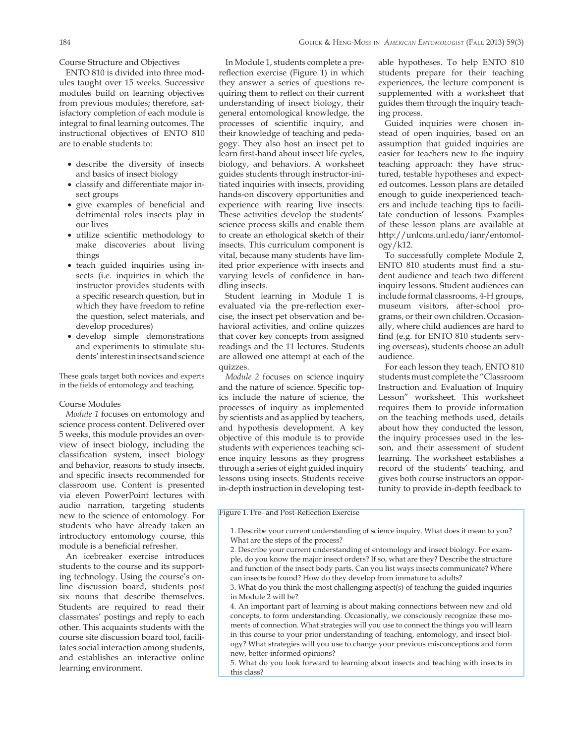## Course Structure and Objectives

ENTO 810 is divided into three modules taught over 15 weeks. Successive modules build on learning objectives from previous modules; therefore, satisfactory completion of each module is integral to final learning outcomes. The instructional objectives of ENTO 810 are to enable students to:

- describe the diversity of insects and basics of insect biology
- classify and differentiate major insect groups
- give examples of beneficial and detrimental roles insects play in our lives
- utilize scientific methodology to make discoveries about living things
- teach guided inquiries using insects (i.e. inquiries in which the instructor provides students with a specific research question, but in which they have freedom to refine the question, select materials, and develop procedures)
- develop simple demonstrations and experiments to stimulate students' interest in insects and science

These goals target both novices and experts in the fields of entomology and teaching.

## Course Modules

*Module 1* focuses on entomology and science process content. Delivered over 5 weeks, this module provides an overview of insect biology, including the classification system, insect biology and behavior, reasons to study insects, and specific insects recommended for classroom use. Content is presented via eleven PowerPoint lectures with audio narration, targeting students new to the science of entomology. For students who have already taken an introductory entomology course, this module is a beneficial refresher.

An icebreaker exercise introduces students to the course and its supporting technology. Using the course's online discussion board, students post six nouns that describe themselves. Students are required to read their classmates' postings and reply to each other. This acquaints students with the course site discussion board tool, facilitates social interaction among students, and establishes an interactive online learning environment.

In Module 1, students complete a pre-reflection exercise (Figure 1) in which they answer a series of questions requiring them to reflect on their current understanding of insect biology, their general entomological knowledge, the processes of scientific inquiry, and their knowledge of teaching and pedagogy. They also host an insect pet to learn first-hand about insect life cycles, biology, and behaviors. A worksheet guides students through instructor-initiated inquiries with insects, providing hands-on discovery opportunities and experience with rearing live insects. These activities develop the students' science process skills and enable them to create an ethological sketch of their insects. This curriculum component is vital, because many students have limited prior experience with insects and varying levels of confidence in handling insects.

Student learning in Module 1 is evaluated via the pre-reflection exercise, the insect pet observation and behavioral activities, and online quizzes that cover key concepts from assigned readings and the 11 lectures. Students are allowed one attempt at each of the quizzes.

*Module 2* focuses on science inquiry and the nature of science. Specific topics include the nature of science, the processes of inquiry as implemented by scientists and as applied by teachers, and hypothesis development. A key objective of this module is to provide students with experiences teaching science inquiry lessons as they progress through a series of eight guided inquiry lessons using insects. Students receive in-depth instruction in developing testable hypotheses. To help ENTO 810 students prepare for their teaching experiences, the lecture component is supplemented with a worksheet that guides them through the inquiry teaching process.

Guided inquiries were chosen instead of open inquiries, based on an assumption that guided inquiries are easier for teachers new to the inquiry teaching approach: they have structured, testable hypotheses and expected outcomes. Lesson plans are detailed enough to guide inexperienced teachers and include teaching tips to facilitate conduction of lessons. Examples of these lesson plans are available at http://unlcms.unl.edu/ianr/entomology/k12.

To successfully complete Module 2, ENTO 810 students must find a student audience and teach two different inquiry lessons. Student audiences can include formal classrooms, 4-H groups, museum visitors, after-school programs, or their own children. Occasionally, where child audiences are hard to find (e.g. for ENTO 810 students serving overseas), students choose an adult audience.

For each lesson they teach, ENTO 810 students must complete the "Classroom Instruction and Evaluation of Inquiry Lesson" worksheet. This worksheet requires them to provide information on the teaching methods used, details about how they conducted the lesson, the inquiry processes used in the lesson, and their assessment of student learning. The worksheet establishes a record of the students' teaching, and gives both course instructors an opportunity to provide in-depth feedback to

Figure 1. Pre- and Post-Reflection Exercise

1. Describe your current understanding of science inquiry. What does it mean to you? What are the steps of the process?
2. Describe your current understanding of entomology and insect biology. For example, do you know the major insect orders? If so, what are they? Describe the structure and function of the insect body parts. Can you list ways insects communicate? Where can insects be found? How do they develop from immature to adults?
3. What do you think the most challenging aspect(s) of teaching the guided inquiries in Module 2 will be?
4. An important part of learning is about making connections between new and old concepts, to form understanding. Occasionally, we consciously recognize these moments of connection. What strategies will you use to connect the things you will learn in this course to your prior understanding of teaching, entomology, and insect biology? What strategies will you use to change your previous misconceptions and form new, better-informed opinions?
5. What do you look forward to learning about insects and teaching with insects in this class?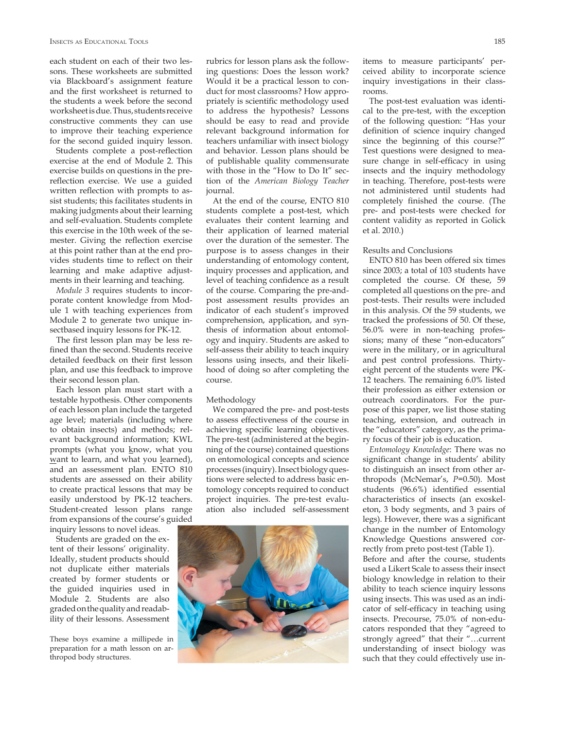each student on each of their two lessons. These worksheets are submitted via Blackboard's assignment feature and the first worksheet is returned to the students a week before the second worksheet is due. Thus, students receive constructive comments they can use to improve their teaching experience for the second guided inquiry lesson.

Students complete a post-reflection exercise at the end of Module 2. This exercise builds on questions in the pre-reflection exercise. We use a guided written reflection with prompts to assist students; this facilitates students in making judgments about their learning and self-evaluation. Students complete this exercise in the 10th week of the semester. Giving the reflection exercise at this point rather than at the end provides students time to reflect on their learning and make adaptive adjustments in their learning and teaching.

*Module 3* requires students to incorporate content knowledge from Module 1 with teaching experiences from Module 2 to generate two unique insectbased inquiry lessons for PK-12.

The first lesson plan may be less refined than the second. Students receive detailed feedback on their first lesson plan, and use this feedback to improve their second lesson plan.

Each lesson plan must start with a testable hypothesis. Other components of each lesson plan include the targeted age level; materials (including where to obtain insects) and methods; relevant background information; KWL prompts (what you <u>k</u>now, what you <u>w</u>ant to learn, and what you <u>l</u>earned), and an assessment plan. ENTO 810 students are assessed on their ability to create practical lessons that may be easily understood by PK-12 teachers. Student-created lesson plans range from expansions of the course's guided inquiry lessons to novel ideas.

Students are graded on the extent of their lessons' originality. Ideally, student products should not duplicate either materials created by former students or the guided inquiries used in Module 2. Students are also graded on the quality and readability of their lessons. Assessment rubrics for lesson plans ask the following questions: Does the lesson work? Would it be a practical lesson to conduct for most classrooms? How appropriately is scientific methodology used to address the hypothesis? Lessons should be easy to read and provide relevant background information for teachers unfamiliar with insect biology and behavior. Lesson plans should be of publishable quality commensurate with those in the "How to Do It" section of the *American Biology Teacher* journal.

At the end of the course, ENTO 810 students complete a post-test, which evaluates their content learning and their application of learned material over the duration of the semester. The purpose is to assess changes in their understanding of entomology content, inquiry processes and application, and level of teaching confidence as a result of the course. Comparing the pre-and-post assessment results provides an indicator of each student's improved comprehension, application, and synthesis of information about entomology and inquiry. Students are asked to self-assess their ability to teach inquiry lessons using insects, and their likelihood of doing so after completing the course.

These boys examine a millipede in preparation for a math lesson on arthropod body structures.

## Methodology

We compared the pre- and post-tests to assess effectiveness of the course in achieving specific learning objectives. The pre-test (administered at the beginning of the course) contained questions on entomological concepts and science processes (inquiry). Insect biology questions were selected to address basic entomology concepts required to conduct project inquiries. The pre-test evaluation also included self-assessment items to measure participants' perceived ability to incorporate science inquiry investigations in their classrooms.

The post-test evaluation was identical to the pre-test, with the exception of the following question: "Has your definition of science inquiry changed since the beginning of this course?" Test questions were designed to measure change in self-efficacy in using insects and the inquiry methodology in teaching. Therefore, post-tests were not administered until students had completely finished the course. (The pre- and post-tests were checked for content validity as reported in Golick et al. 2010.)

## Results and Conclusions

ENTO 810 has been offered six times since 2003; a total of 103 students have completed the course. Of these, 59 completed all questions on the pre- and post-tests. Their results were included in this analysis. Of the 59 students, we tracked the professions of 50. Of these, 56.0% were in non-teaching professions; many of these "non-educators" were in the military, or in agricultural and pest control professions. Thirty-eight percent of the students were PK-12 teachers. The remaining 6.0% listed their profession as either extension or outreach coordinators. For the purpose of this paper, we list those stating teaching, extension, and outreach in the "educators" category, as the primary focus of their job is education.

*Entomology Knowledge*: There was no significant change in students' ability to distinguish an insect from other arthropods (McNemar's, $P$=0.50). Most students (96.6%) identified essential characteristics of insects (an exoskeleton, 3 body segments, and 3 pairs of legs). However, there was a significant change in the number of Entomology Knowledge Questions answered correctly from preto post-test (Table 1).

Before and after the course, students used a Likert Scale to assess their insect biology knowledge in relation to their ability to teach science inquiry lessons using insects. This was used as an indicator of self-efficacy in teaching using insects. Precourse, 75.0% of non-educators responded that they "agreed to strongly agreed" that their "…current understanding of insect biology was such that they could effectively use in-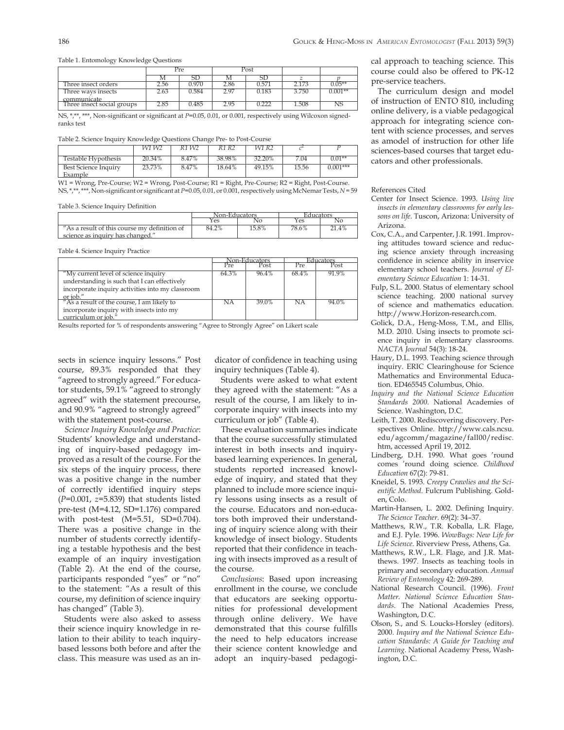Table 1. Entomology Knowledge Questions

| | Pre | | Post | | | |
|---|---|---|---|---|---|---|
| | M | SD | M | SD | *z* | *p* |
| Three insect orders | 2.56 | 0.970 | 2.86 | 0.571 | 2.173 | 0.05** |
| Three ways insects communicate | 2.63 | 0.584 | 2.97 | 0.183 | 3.750 | 0.001** |
| Three insect social groups | 2.85 | 0.485 | 2.95 | 0.222 | 1.508 | NS |

NS, \*,\*\*, \*\*\*, Non-significant or significant at *P*=0.05, 0.01, or 0.001, respectively using Wilcoxon signed-ranks test

Table 2. Science Inquiry Knowledge Questions Change Pre- to Post-Course

| | W1 W2 | R1 W2 | R1 R2 | W1 R2 | $c^2$ | P |
|---|---|---|---|---|---|---|
| Testable Hypothesis | 20.34% | 8.47% | 38.98% | 32.20% | 7.04 | 0.01** |
| Best Science Inquiry Example | 23.73% | 8.47% | 18.64% | 49.15% | 15.56 | 0.001*** |

W1 = Wrong, Pre-Course; W2 = Wrong, Post-Course; R1 = Right, Pre-Course; R2 = Right, Post-Course.
NS, \*,\*\*, \*\*\*, Non-significant or significant at *P*=0.05, 0.01, or 0.001, respectively using McNemar Tests, *N* = 59

Table 3. Science Inquiry Definition

| | Non-Educators | | Educators | |
|---|---|---|---|---|
| | Yes | No | Yes | No |
| "As a result of this course my definition of science as inquiry has changed." | 84.2% | 15.8% | 78.6% | 21.4% |

Table 4. Science Inquiry Practice

| | Non-Educators | | Educators | |
|---|---|---|---|---|
| | Pre | Post | Pre | Post |
| "My current level of science inquiry understanding is such that I can effectively incorporate inquiry activities into my classroom or job." | 64.3% | 96.4% | 68.4% | 91.9% |
| "As a result of the course, I am likely to incorporate inquiry with insects into my curriculum or job." | NA | 39.0% | NA | 94.0% |

Results reported for % of respondents answering "Agree to Strongly Agree" on Likert scale

sects in science inquiry lessons." Post course, 89.3% responded that they "agreed to strongly agreed." For educator students, 59.1% "agreed to strongly agreed" with the statement precourse, and 90.9% "agreed to strongly agreed" with the statement post-course.

*Science Inquiry Knowledge and Practice*: Students' knowledge and understanding of inquiry-based pedagogy improved as a result of the course. For the six steps of the inquiry process, there was a positive change in the number of correctly identified inquiry steps ($P$=0.001, $z$=5.839) that students listed pre-test (M=4.12, SD=1.176) compared with post-test (M=5.51, SD=0.704). There was a positive change in the number of students correctly identifying a testable hypothesis and the best example of an inquiry investigation (Table 2). At the end of the course, participants responded "yes" or "no" to the statement: "As a result of this course, my definition of science inquiry has changed" (Table 3).

Students were also asked to assess their science inquiry knowledge in relation to their ability to teach inquiry-based lessons both before and after the class. This measure was used as an indicator of confidence in teaching using inquiry techniques (Table 4).

Students were asked to what extent they agreed with the statement: "As a result of the course, I am likely to incorporate inquiry with insects into my curriculum or job" (Table 4).

These evaluation summaries indicate that the course successfully stimulated interest in both insects and inquiry-based learning experiences. In general, students reported increased knowledge of inquiry, and stated that they planned to include more science inquiry lessons using insects as a result of the course. Educators and non-educators both improved their understanding of inquiry science along with their knowledge of insect biology. Students reported that their confidence in teaching with insects improved as a result of the course.

*Conclusions*: Based upon increasing enrollment in the course, we conclude that educators are seeking opportunities for professional development through online delivery. We have demonstrated that this course fulfills the need to help educators increase their science content knowledge and adopt an inquiry-based pedagogical approach to teaching science. This course could also be offered to PK-12 pre-service teachers.

The curriculum design and model of instruction of ENTO 810, including online delivery, is a viable pedagogical approach for integrating science content with science processes, and serves as amodel of instruction for other life sciences-based courses that target educators and other professionals.

## References Cited

- Center for Insect Science. 1993. *Using live insects in elementary classrooms for early lessons on life.* Tuscon, Arizona: University of Arizona.
- Cox, C.A., and Carpenter, J.R. 1991. Improving attitudes toward science and reducing science anxiety through increasing confidence in science ability in inservice elementary school teachers. *Journal of Elementary Science Education* 1: 14-31.
- Fulp, S.L. 2000. Status of elementary school science teaching. 2000 national survey of science and mathematics education. http://www.Horizon-research.com.
- Golick, D.A., Heng-Moss, T.M., and Ellis, M.D. 2010. Using insects to promote science inquiry in elementary classrooms. *NACTA Journal* 54(3): 18-24.
- Haury, D.L. 1993. Teaching science through inquiry. ERIC Clearinghouse for Science Mathematics and Environmental Education. ED465545 Columbus, Ohio.
- *Inquiry and the National Science Education Standards 2000*. National Academies of Science. Washington, D.C.
- Leith, T. 2000. Rediscovering discovery. Perspectives Online. http://www.cals.ncsu.edu/agcomm/magazine/fall00/redisc.htm, accessed April 19, 2012.
- Lindberg, D.H. 1990. What goes 'round comes 'round doing science. *Childhood Education* 67(2): 79-81.
- Kneidel, S. 1993. *Creepy Crawlies and the Scientific Method*. Fulcrum Publishing. Golden, Colo.
- Martin-Hansen, L. 2002. Defining Inquiry. *The Science Teacher*. 69(2): 34–37.
- Matthews, R.W., T.R. Koballa, L.R. Flage, and E.J. Pyle. 1996. *WowBugs: New Life for Life Science*. Riverview Press, Athens, Ga.
- Matthews, R.W., L.R. Flage, and J.R. Matthews. 1997. Insects as teaching tools in primary and secondary education. *Annual Review of Entomology* 42: 269-289.
- National Research Council. (1996). *Front Matter. National Science Education Standards*. The National Academies Press, Washington, D.C.
- Olson, S., and S. Loucks-Horsley (editors). 2000. *Inquiry and the National Science Education Standards: A Guide for Teaching and Learning*. National Academy Press, Washington, D.C.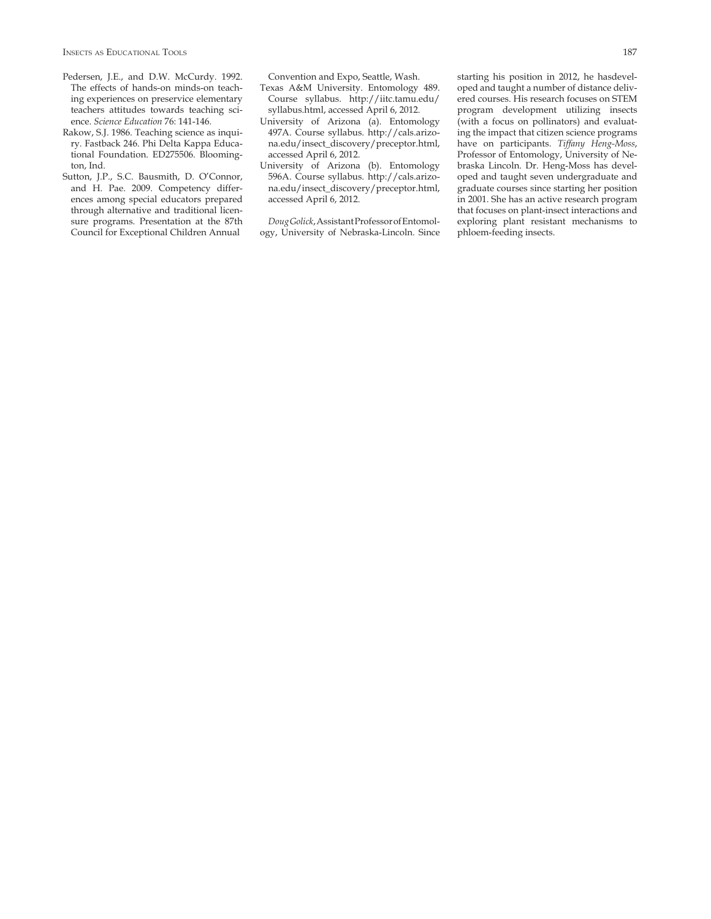Pedersen, J.E., and D.W. McCurdy. 1992. The effects of hands-on minds-on teaching experiences on preservice elementary teachers attitudes towards teaching science. *Science Education* 76: 141-146.

Rakow, S.J. 1986. Teaching science as inquiry. Fastback 246. Phi Delta Kappa Educational Foundation. ED275506. Bloomington, Ind.

Sutton, J.P., S.C. Bausmith, D. O'Connor, and H. Pae. 2009. Competency differences among special educators prepared through alternative and traditional licensure programs. Presentation at the 87th Council for Exceptional Children Annual Convention and Expo, Seattle, Wash.

Texas A&M University. Entomology 489. Course syllabus. http://iitc.tamu.edu/syllabus.html, accessed April 6, 2012.

University of Arizona (a). Entomology 497A. Course syllabus. http://cals.arizona.edu/insect_discovery/preceptor.html, accessed April 6, 2012.

University of Arizona (b). Entomology 596A. Course syllabus. http://cals.arizona.edu/insect_discovery/preceptor.html, accessed April 6, 2012.

*Doug Golick*, Assistant Professor of Entomology, University of Nebraska-Lincoln. Since starting his position in 2012, he hasdeveloped and taught a number of distance delivered courses. His research focuses on STEM program development utilizing insects (with a focus on pollinators) and evaluating the impact that citizen science programs have on participants. *Tiffany Heng-Moss*, Professor of Entomology, University of Nebraska Lincoln. Dr. Heng-Moss has developed and taught seven undergraduate and graduate courses since starting her position in 2001. She has an active research program that focuses on plant-insect interactions and exploring plant resistant mechanisms to phloem-feeding insects.